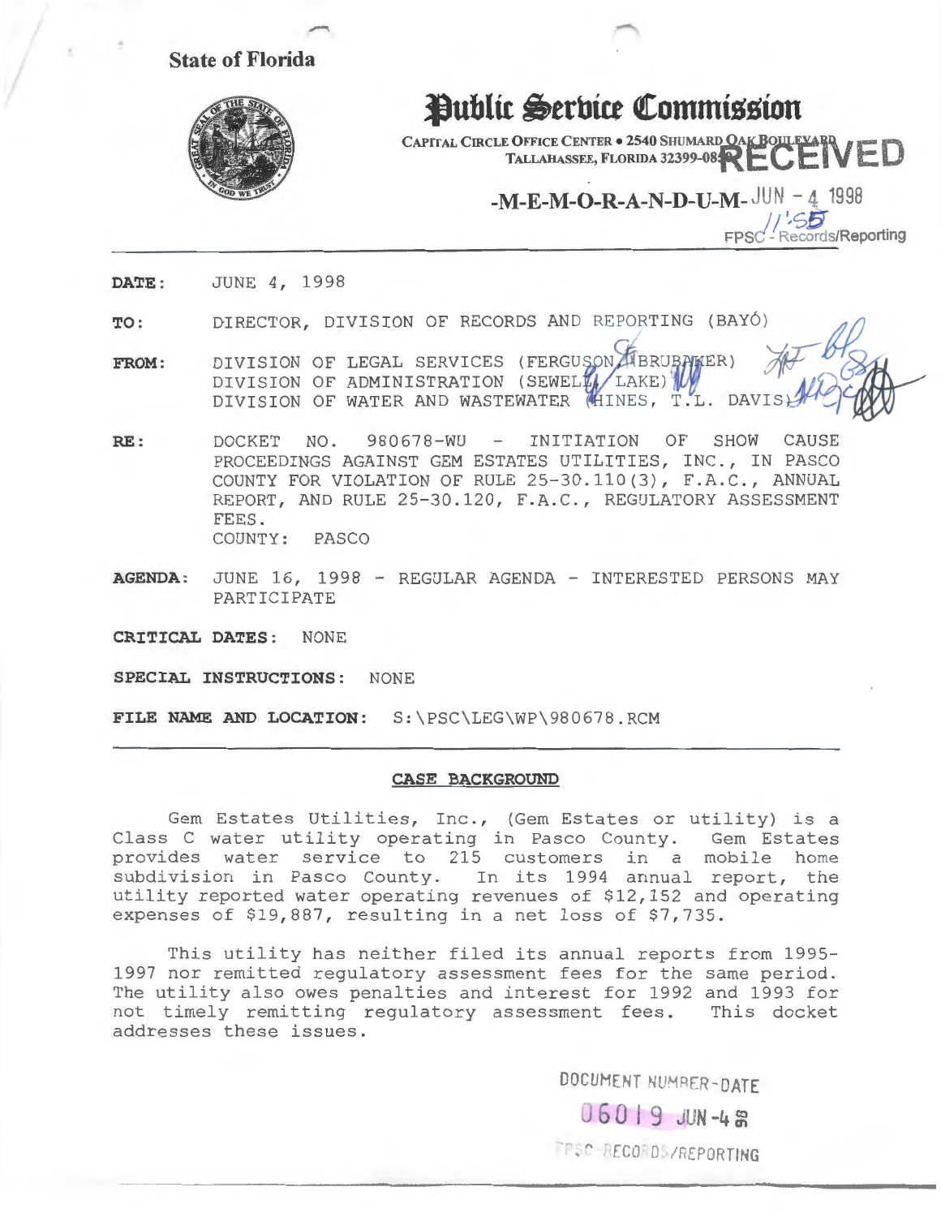State of Florida

# Public Service Commission

CAPITAL CIRCLE OFFICE CENTER • 2540 SHUMARD OAK BOULEVARD
TALLAHASSEE, FLORIDA 32399-0850

RECEIVED
JUN - 4 1998
11:55
FPSC - Records/Reporting

## -M-E-M-O-R-A-N-D-U-M-

**DATE:** JUNE 4, 1998

**TO:** DIRECTOR, DIVISION OF RECORDS AND REPORTING (BAYÓ)

**FROM:** DIVISION OF LEGAL SERVICES (FERGUSON, BRUBAKER)
DIVISION OF ADMINISTRATION (SEWELL, LAKE)
DIVISION OF WATER AND WASTEWATER (HINES, T.L. DAVIS)

**RE:** DOCKET NO. 980678-WU - INITIATION OF SHOW CAUSE PROCEEDINGS AGAINST GEM ESTATES UTILITIES, INC., IN PASCO COUNTY FOR VIOLATION OF RULE 25-30.110(3), F.A.C., ANNUAL REPORT, AND RULE 25-30.120, F.A.C., REGULATORY ASSESSMENT FEES.
COUNTY: PASCO

**AGENDA:** JUNE 16, 1998 - REGULAR AGENDA - INTERESTED PERSONS MAY PARTICIPATE

**CRITICAL DATES:** NONE

**SPECIAL INSTRUCTIONS:** NONE

**FILE NAME AND LOCATION:** S:\PSC\LEG\WP\980678.RCM

### CASE BACKGROUND

Gem Estates Utilities, Inc., (Gem Estates or utility) is a Class C water utility operating in Pasco County. Gem Estates provides water service to 215 customers in a mobile home subdivision in Pasco County. In its 1994 annual report, the utility reported water operating revenues of $12,152 and operating expenses of $19,887, resulting in a net loss of $7,735.

This utility has neither filed its annual reports from 1995-1997 nor remitted regulatory assessment fees for the same period. The utility also owes penalties and interest for 1992 and 1993 for not timely remitting regulatory assessment fees. This docket addresses these issues.

DOCUMENT NUMBER-DATE
06019 JUN-4 98
FPSC-RECORDS/REPORTING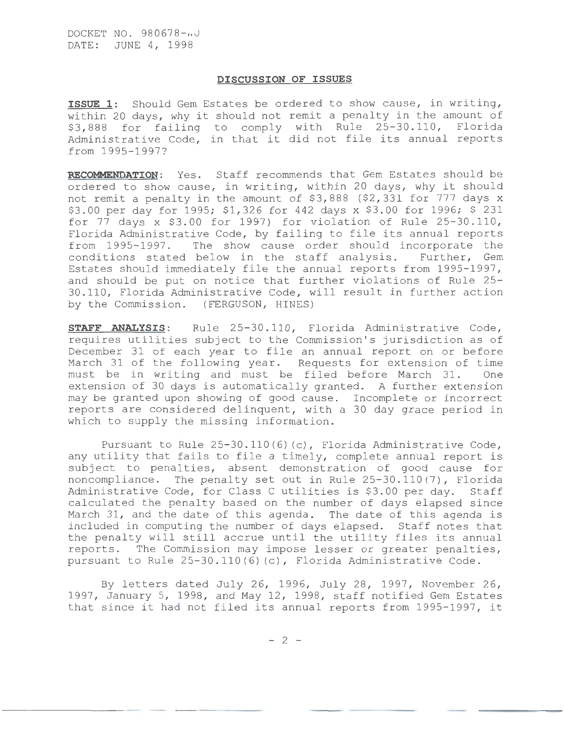DOCKET NO. 980678-WU
DATE: JUNE 4, 1998

## DISCUSSION OF ISSUES

**ISSUE 1**: Should Gem Estates be ordered to show cause, in writing, within 20 days, why it should not remit a penalty in the amount of $3,888 for failing to comply with Rule 25-30.110, Florida Administrative Code, in that it did not file its annual reports from 1995-1997?

**RECOMMENDATION**: Yes. Staff recommends that Gem Estates should be ordered to show cause, in writing, within 20 days, why it should not remit a penalty in the amount of $3,888 ($2,331 for 777 days x $3.00 per day for 1995; $1,326 for 442 days x $3.00 for 1996; $ 231 for 77 days x $3.00 for 1997) for violation of Rule 25-30.110, Florida Administrative Code, by failing to file its annual reports from 1995-1997. The show cause order should incorporate the conditions stated below in the staff analysis. Further, Gem Estates should immediately file the annual reports from 1995-1997, and should be put on notice that further violations of Rule 25-30.110, Florida Administrative Code, will result in further action by the Commission. (FERGUSON, HINES)

**STAFF ANALYSIS**: Rule 25-30.110, Florida Administrative Code, requires utilities subject to the Commission's jurisdiction as of December 31 of each year to file an annual report on or before March 31 of the following year. Requests for extension of time must be in writing and must be filed before March 31. One extension of 30 days is automatically granted. A further extension may be granted upon showing of good cause. Incomplete or incorrect reports are considered delinquent, with a 30 day grace period in which to supply the missing information.

Pursuant to Rule 25-30.110(6)(c), Florida Administrative Code, any utility that fails to file a timely, complete annual report is subject to penalties, absent demonstration of good cause for noncompliance. The penalty set out in Rule 25-30.110(7), Florida Administrative Code, for Class C utilities is $3.00 per day. Staff calculated the penalty based on the number of days elapsed since March 31, and the date of this agenda. The date of this agenda is included in computing the number of days elapsed. Staff notes that the penalty will still accrue until the utility files its annual reports. The Commission may impose lesser or greater penalties, pursuant to Rule 25-30.110(6)(c), Florida Administrative Code.

By letters dated July 26, 1996, July 28, 1997, November 26, 1997, January 5, 1998, and May 12, 1998, staff notified Gem Estates that since it had not filed its annual reports from 1995-1997, it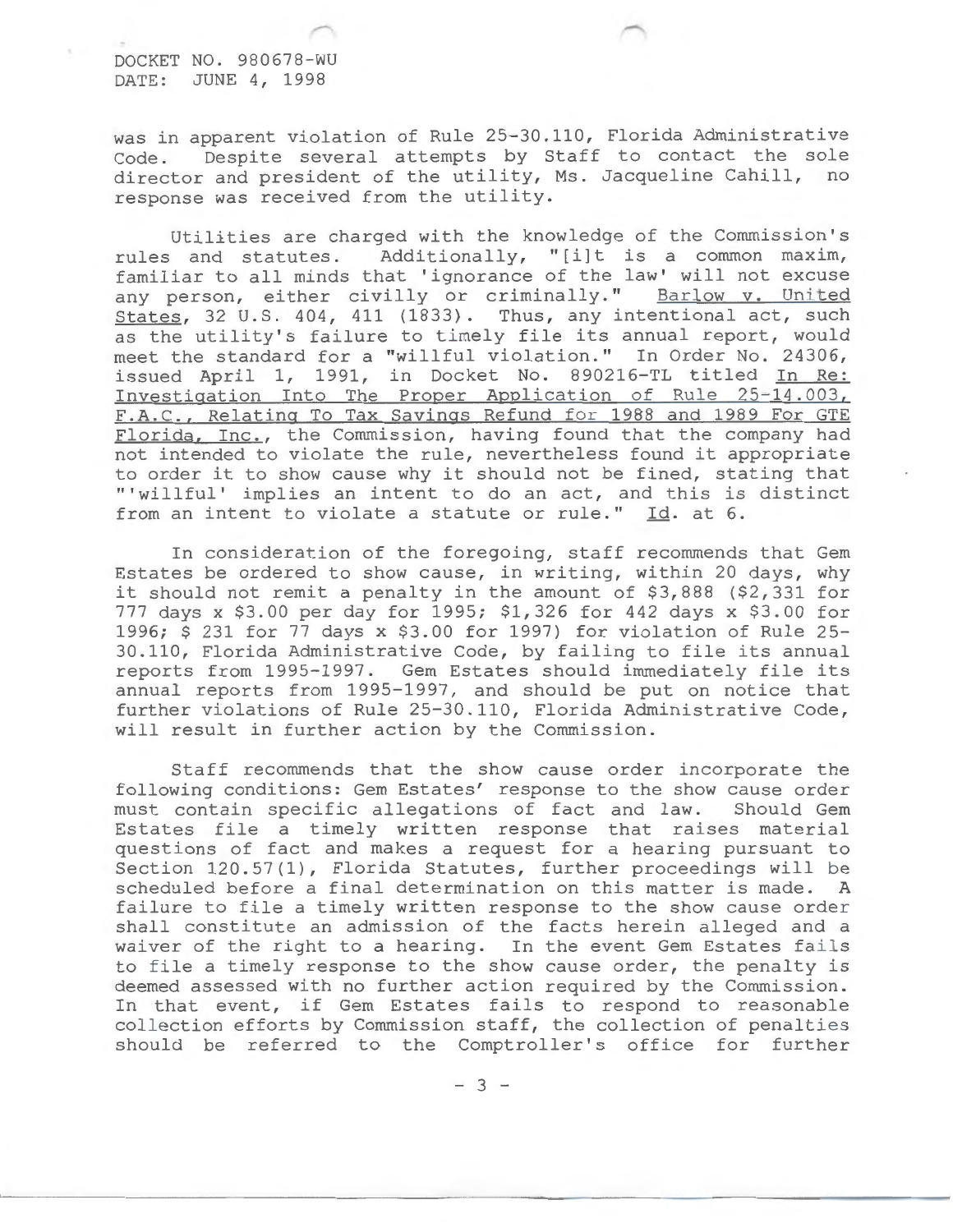was in apparent violation of Rule 25-30.110, Florida Administrative Code. Despite several attempts by Staff to contact the sole director and president of the utility, Ms. Jacqueline Cahill, no response was received from the utility.

Utilities are charged with the knowledge of the Commission's rules and statutes. Additionally, "[i]t is a common maxim, familiar to all minds that 'ignorance of the law' will not excuse any person, either civilly or criminally." Barlow v. United States, 32 U.S. 404, 411 (1833). Thus, any intentional act, such as the utility's failure to timely file its annual report, would meet the standard for a "willful violation." In Order No. 24306, issued April 1, 1991, in Docket No. 890216-TL titled In Re: Investigation Into The Proper Application of Rule 25-14.003, F.A.C., Relating To Tax Savings Refund for 1988 and 1989 For GTE Florida, Inc., the Commission, having found that the company had not intended to violate the rule, nevertheless found it appropriate to order it to show cause why it should not be fined, stating that "'willful' implies an intent to do an act, and this is distinct from an intent to violate a statute or rule." Id. at 6.

In consideration of the foregoing, staff recommends that Gem Estates be ordered to show cause, in writing, within 20 days, why it should not remit a penalty in the amount of $3,888 ($2,331 for 777 days x $3.00 per day for 1995; $1,326 for 442 days x $3.00 for 1996; $ 231 for 77 days x $3.00 for 1997) for violation of Rule 25-30.110, Florida Administrative Code, by failing to file its annual reports from 1995-1997. Gem Estates should immediately file its annual reports from 1995-1997, and should be put on notice that further violations of Rule 25-30.110, Florida Administrative Code, will result in further action by the Commission.

Staff recommends that the show cause order incorporate the following conditions: Gem Estates' response to the show cause order must contain specific allegations of fact and law. Should Gem Estates file a timely written response that raises material questions of fact and makes a request for a hearing pursuant to Section 120.57(1), Florida Statutes, further proceedings will be scheduled before a final determination on this matter is made. A failure to file a timely written response to the show cause order shall constitute an admission of the facts herein alleged and a waiver of the right to a hearing. In the event Gem Estates fails to file a timely response to the show cause order, the penalty is deemed assessed with no further action required by the Commission. In that event, if Gem Estates fails to respond to reasonable collection efforts by Commission staff, the collection of penalties should be referred to the Comptroller's office for further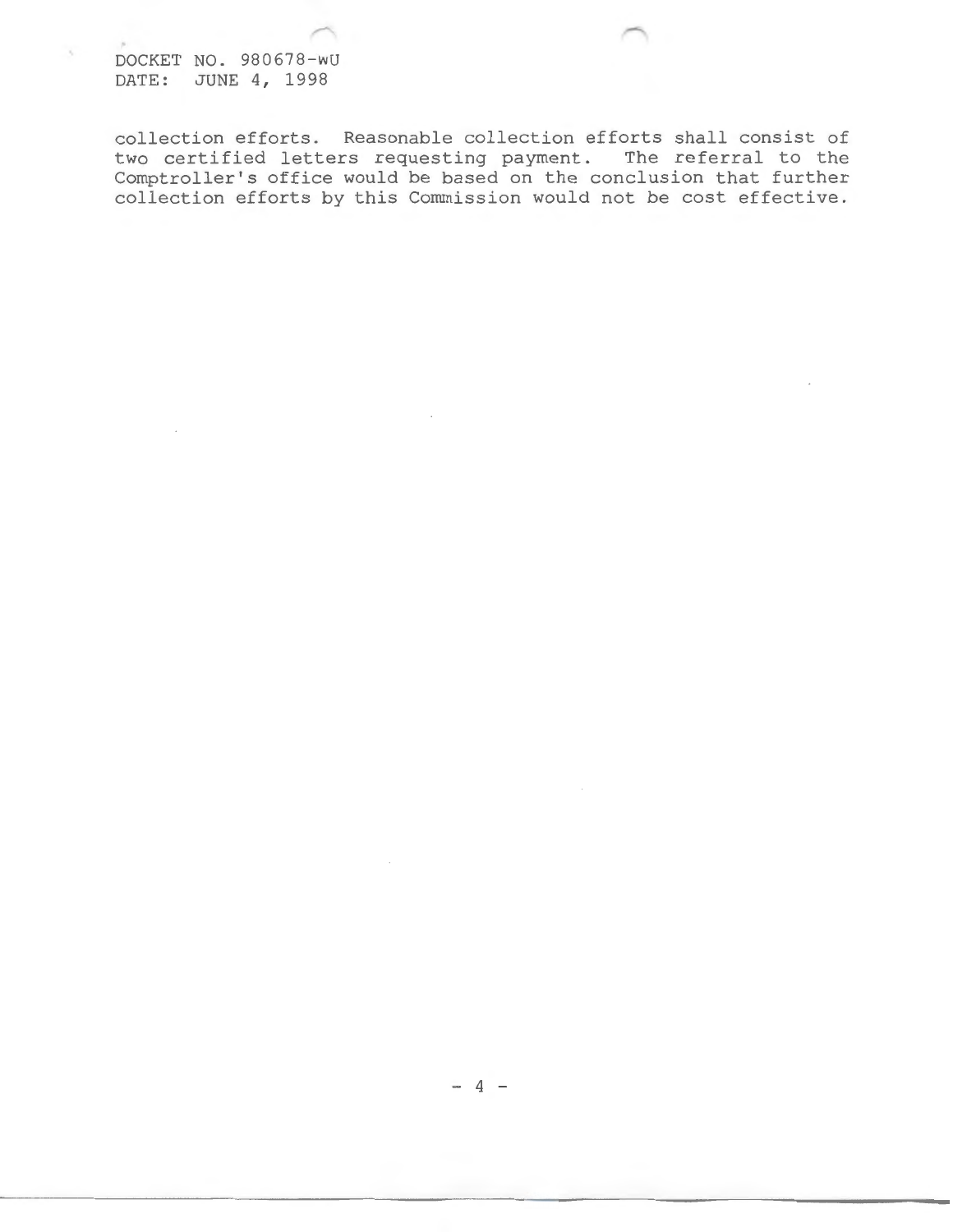collection efforts. Reasonable collection efforts shall consist of two certified letters requesting payment. The referral to the Comptroller's office would be based on the conclusion that further collection efforts by this Commission would not be cost effective.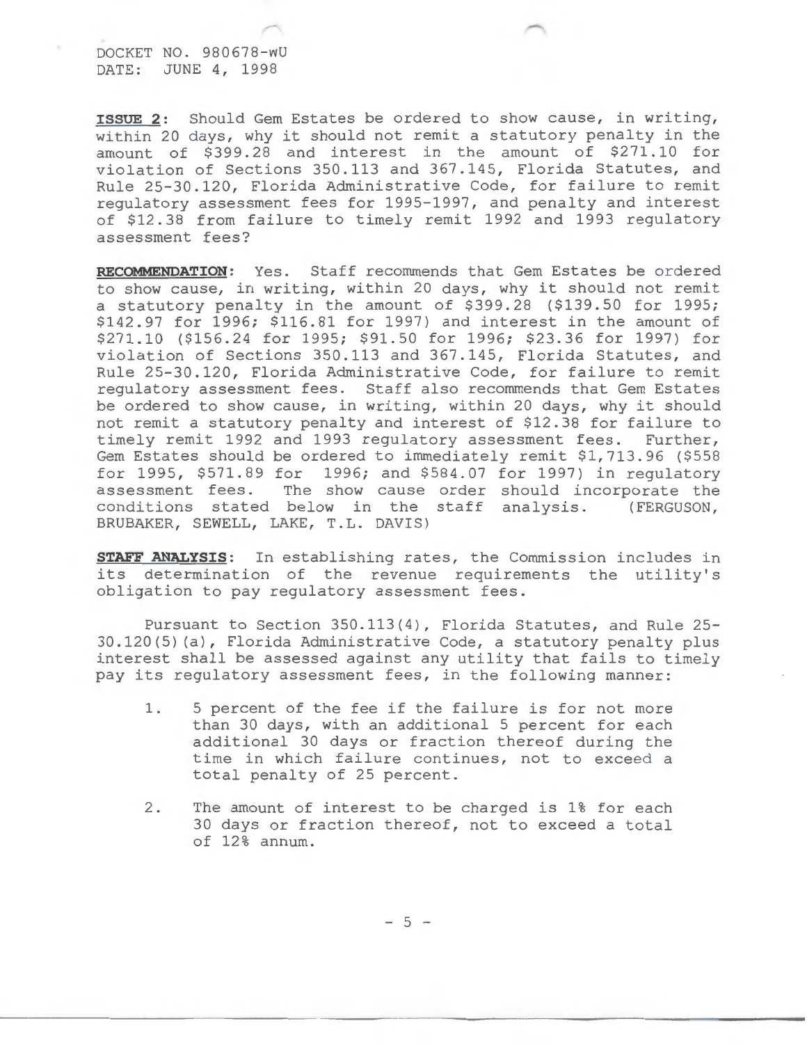DOCKET NO. 980678-WU
DATE: JUNE 4, 1998

**ISSUE 2**: Should Gem Estates be ordered to show cause, in writing, within 20 days, why it should not remit a statutory penalty in the amount of $399.28 and interest in the amount of $271.10 for violation of Sections 350.113 and 367.145, Florida Statutes, and Rule 25-30.120, Florida Administrative Code, for failure to remit regulatory assessment fees for 1995-1997, and penalty and interest of $12.38 from failure to timely remit 1992 and 1993 regulatory assessment fees?

**RECOMMENDATION**: Yes. Staff recommends that Gem Estates be ordered to show cause, in writing, within 20 days, why it should not remit a statutory penalty in the amount of $399.28 ($139.50 for 1995; $142.97 for 1996; $116.81 for 1997) and interest in the amount of $271.10 ($156.24 for 1995; $91.50 for 1996; $23.36 for 1997) for violation of Sections 350.113 and 367.145, Florida Statutes, and Rule 25-30.120, Florida Administrative Code, for failure to remit regulatory assessment fees. Staff also recommends that Gem Estates be ordered to show cause, in writing, within 20 days, why it should not remit a statutory penalty and interest of $12.38 for failure to timely remit 1992 and 1993 regulatory assessment fees. Further, Gem Estates should be ordered to immediately remit $1,713.96 ($558 for 1995, $571.89 for 1996; and $584.07 for 1997) in regulatory assessment fees. The show cause order should incorporate the conditions stated below in the staff analysis. (FERGUSON, BRUBAKER, SEWELL, LAKE, T.L. DAVIS)

**STAFF ANALYSIS**: In establishing rates, the Commission includes in its determination of the revenue requirements the utility's obligation to pay regulatory assessment fees.

Pursuant to Section 350.113(4), Florida Statutes, and Rule 25-30.120(5)(a), Florida Administrative Code, a statutory penalty plus interest shall be assessed against any utility that fails to timely pay its regulatory assessment fees, in the following manner:

1. 5 percent of the fee if the failure is for not more than 30 days, with an additional 5 percent for each additional 30 days or fraction thereof during the time in which failure continues, not to exceed a total penalty of 25 percent.

2. The amount of interest to be charged is 1% for each 30 days or fraction thereof, not to exceed a total of 12% annum.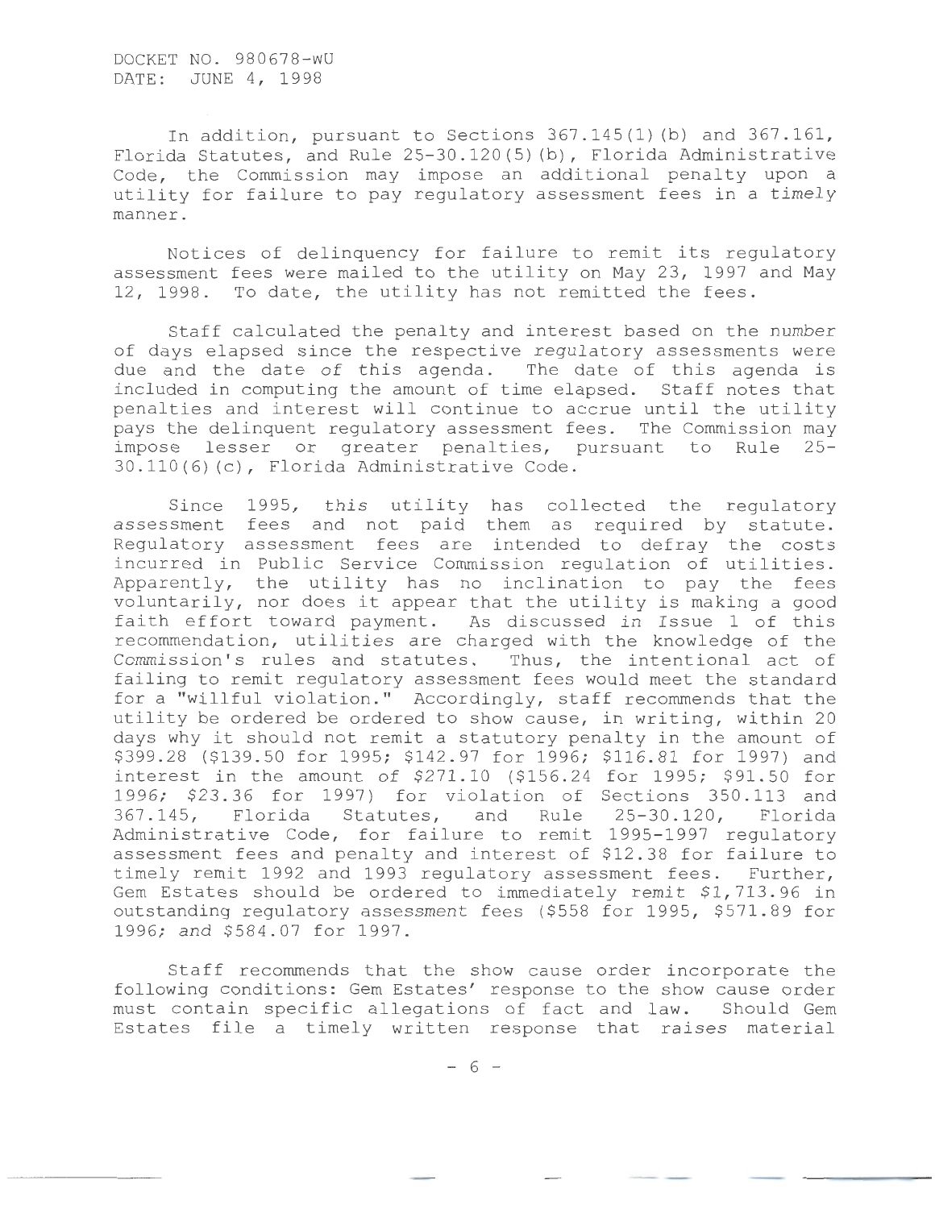In addition, pursuant to Sections 367.145(1)(b) and 367.161, Florida Statutes, and Rule 25-30.120(5)(b), Florida Administrative Code, the Commission may impose an additional penalty upon a utility for failure to pay regulatory assessment fees in a timely manner.

Notices of delinquency for failure to remit its regulatory assessment fees were mailed to the utility on May 23, 1997 and May 12, 1998. To date, the utility has not remitted the fees.

Staff calculated the penalty and interest based on the number of days elapsed since the respective regulatory assessments were due and the date of this agenda. The date of this agenda is included in computing the amount of time elapsed. Staff notes that penalties and interest will continue to accrue until the utility pays the delinquent regulatory assessment fees. The Commission may impose lesser or greater penalties, pursuant to Rule 25-30.110(6)(c), Florida Administrative Code.

Since 1995, this utility has collected the regulatory assessment fees and not paid them as required by statute. Regulatory assessment fees are intended to defray the costs incurred in Public Service Commission regulation of utilities. Apparently, the utility has no inclination to pay the fees voluntarily, nor does it appear that the utility is making a good faith effort toward payment. As discussed in Issue 1 of this recommendation, utilities are charged with the knowledge of the Commission's rules and statutes. Thus, the intentional act of failing to remit regulatory assessment fees would meet the standard for a "willful violation." Accordingly, staff recommends that the utility be ordered be ordered to show cause, in writing, within 20 days why it should not remit a statutory penalty in the amount of $399.28 ($139.50 for 1995; $142.97 for 1996; $116.81 for 1997) and interest in the amount of $271.10 ($156.24 for 1995; $91.50 for 1996; $23.36 for 1997) for violation of Sections 350.113 and 367.145, Florida Statutes, and Rule 25-30.120, Florida Administrative Code, for failure to remit 1995-1997 regulatory assessment fees and penalty and interest of $12.38 for failure to timely remit 1992 and 1993 regulatory assessment fees. Further, Gem Estates should be ordered to immediately remit $1,713.96 in outstanding regulatory assessment fees ($558 for 1995, $571.89 for 1996; and $584.07 for 1997.

Staff recommends that the show cause order incorporate the following conditions: Gem Estates' response to the show cause order must contain specific allegations of fact and law. Should Gem Estates file a timely written response that raises material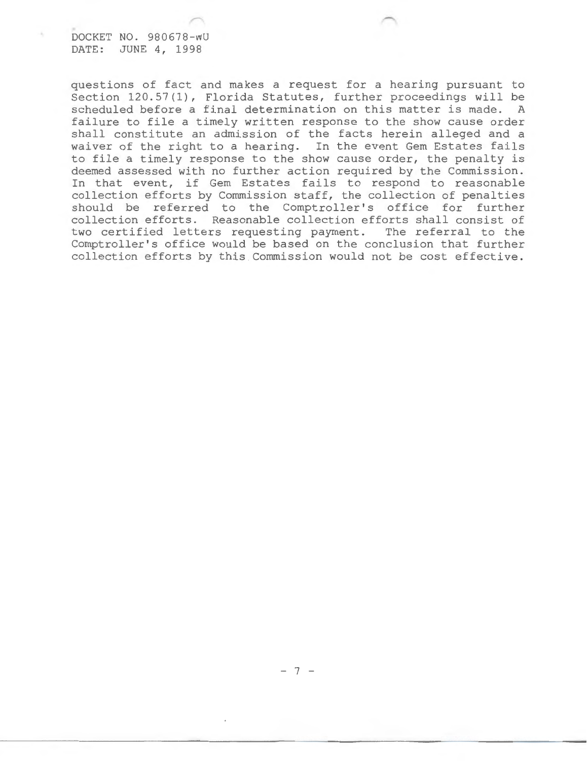questions of fact and makes a request for a hearing pursuant to Section 120.57(1), Florida Statutes, further proceedings will be scheduled before a final determination on this matter is made. A failure to file a timely written response to the show cause order shall constitute an admission of the facts herein alleged and a waiver of the right to a hearing. In the event Gem Estates fails to file a timely response to the show cause order, the penalty is deemed assessed with no further action required by the Commission. In that event, if Gem Estates fails to respond to reasonable collection efforts by Commission staff, the collection of penalties should be referred to the Comptroller's office for further collection efforts. Reasonable collection efforts shall consist of two certified letters requesting payment. The referral to the Comptroller's office would be based on the conclusion that further collection efforts by this Commission would not be cost effective.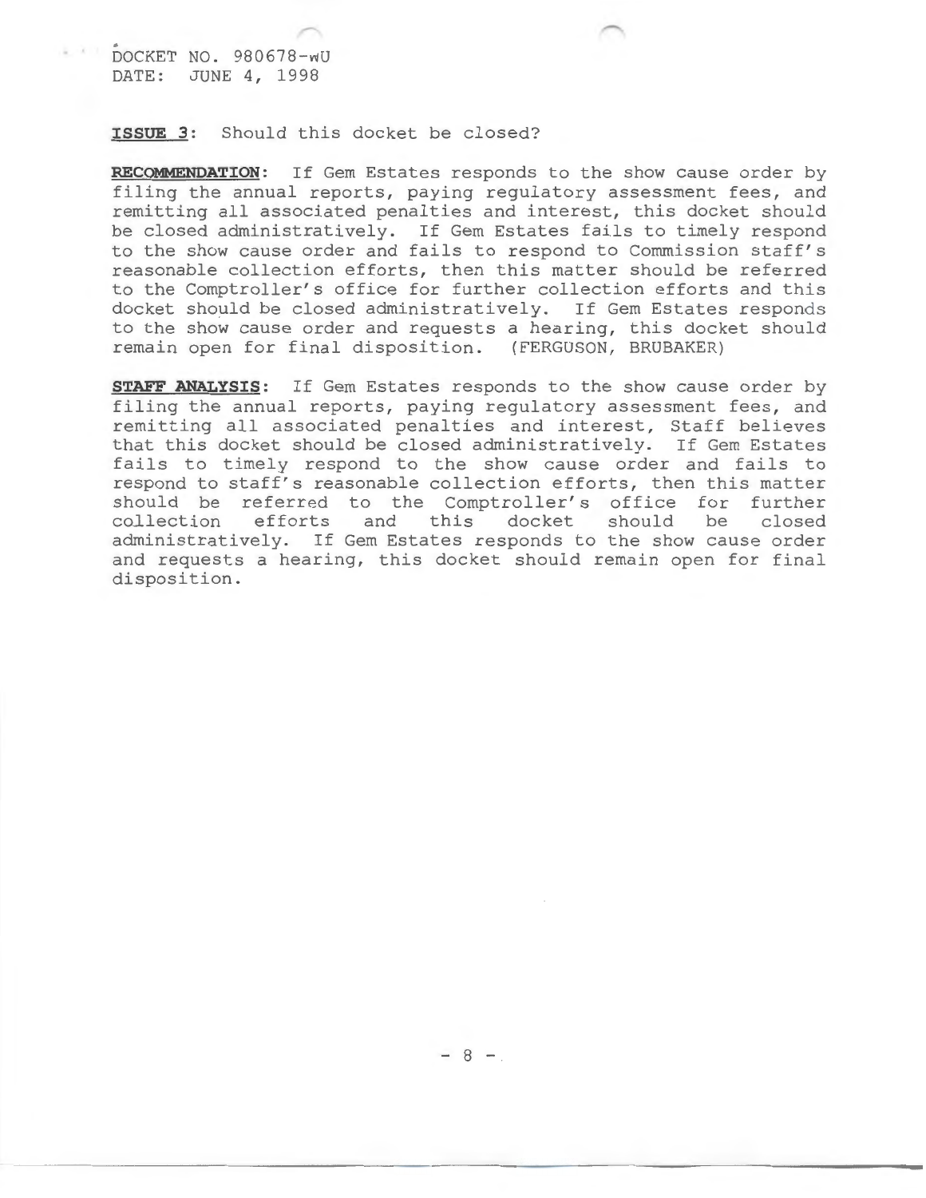DOCKET NO. 980678-WU
DATE: JUNE 4, 1998

**ISSUE 3**: Should this docket be closed?

**RECOMMENDATION**: If Gem Estates responds to the show cause order by filing the annual reports, paying regulatory assessment fees, and remitting all associated penalties and interest, this docket should be closed administratively. If Gem Estates fails to timely respond to the show cause order and fails to respond to Commission staff's reasonable collection efforts, then this matter should be referred to the Comptroller's office for further collection efforts and this docket should be closed administratively. If Gem Estates responds to the show cause order and requests a hearing, this docket should remain open for final disposition. (FERGUSON, BRUBAKER)

**STAFF ANALYSIS**: If Gem Estates responds to the show cause order by filing the annual reports, paying regulatory assessment fees, and remitting all associated penalties and interest, Staff believes that this docket should be closed administratively. If Gem Estates fails to timely respond to the show cause order and fails to respond to staff's reasonable collection efforts, then this matter should be referred to the Comptroller's office for further collection efforts and this docket should be closed administratively. If Gem Estates responds to the show cause order and requests a hearing, this docket should remain open for final disposition.